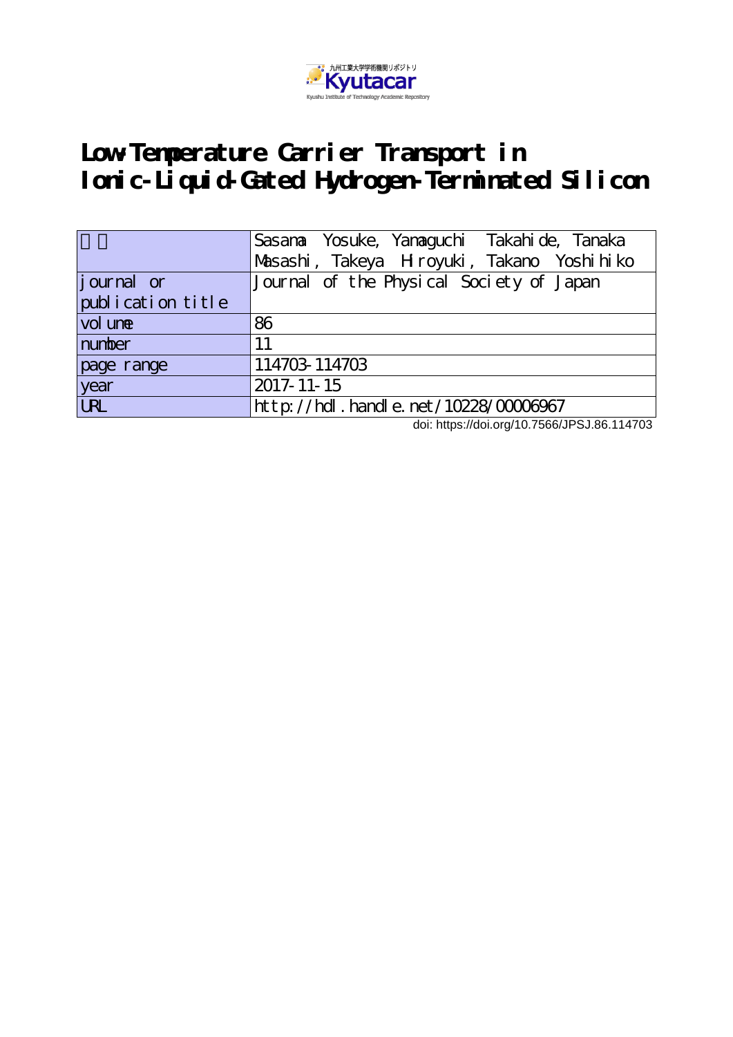九州工業大学学術機関リポジトリ
Kyutacar
Kyushu Institute of Technology Academic Repository

# Low-Temperature Carrier Transport in Ionic-Liquid-Gated Hydrogen-Terminated Silicon

| 著者 | Sasama Yosuke, Yamaguchi Takahide, Tanaka Masashi, Takeya Hiroyuki, Takano Yoshihiko |
|---|---|
| journal or publication title | Journal of the Physical Society of Japan |
| volume | 86 |
| number | 11 |
| page range | 114703-114703 |
| year | 2017-11-15 |
| URL | http://hdl.handle.net/10228/00006967 |

doi: https://doi.org/10.7566/JPSJ.86.114703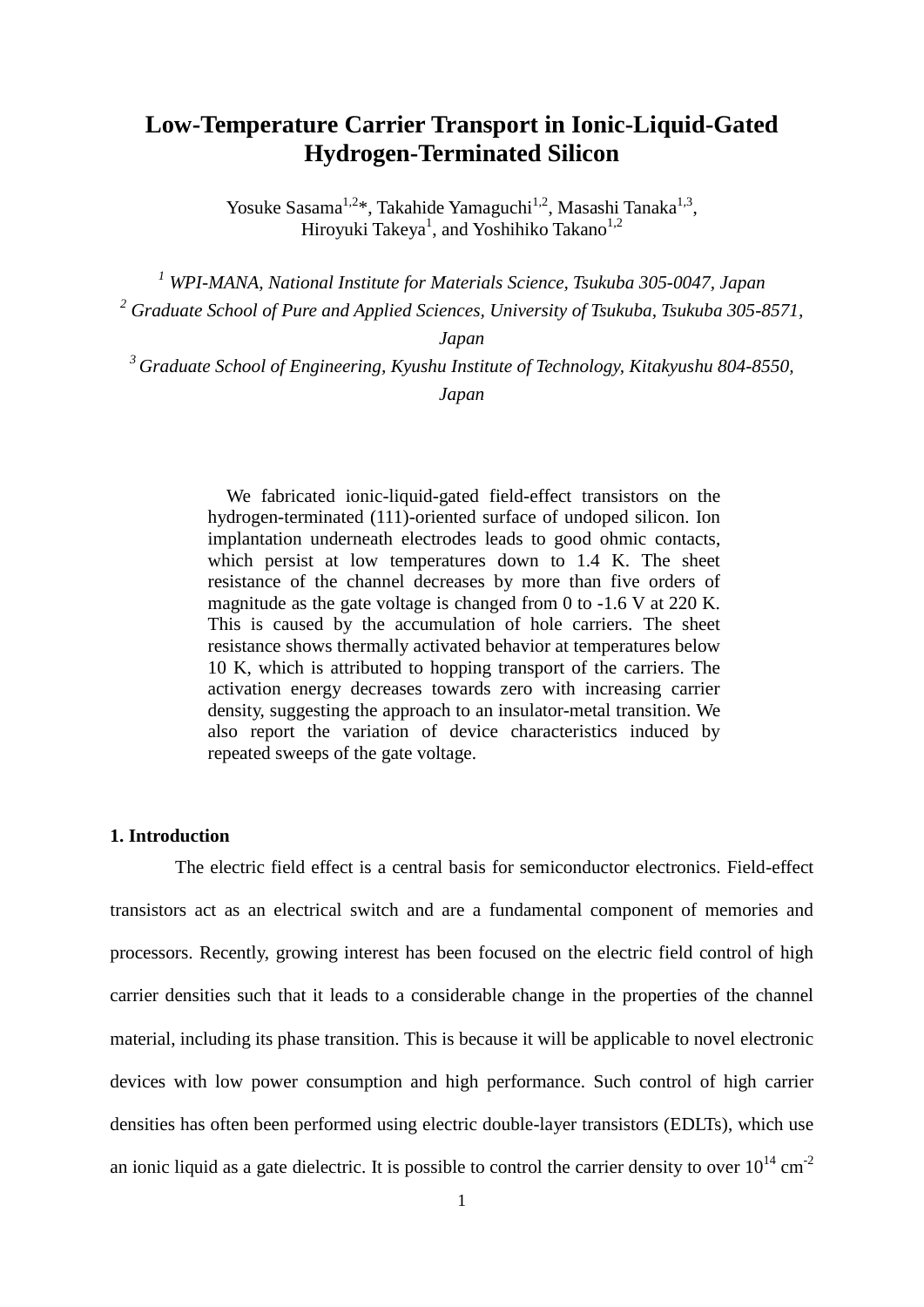# Low-Temperature Carrier Transport in Ionic-Liquid-Gated Hydrogen-Terminated Silicon

Yosuke Sasama[1,2]*, Takahide Yamaguchi[1,2], Masashi Tanaka[1,3], Hiroyuki Takeya[1], and Yoshihiko Takano[1,2]

[1] *WPI-MANA, National Institute for Materials Science, Tsukuba 305-0047, Japan*

[2] *Graduate School of Pure and Applied Sciences, University of Tsukuba, Tsukuba 305-8571, Japan*

[3] *Graduate School of Engineering, Kyushu Institute of Technology, Kitakyushu 804-8550, Japan*

We fabricated ionic-liquid-gated field-effect transistors on the hydrogen-terminated (111)-oriented surface of undoped silicon. Ion implantation underneath electrodes leads to good ohmic contacts, which persist at low temperatures down to 1.4 K. The sheet resistance of the channel decreases by more than five orders of magnitude as the gate voltage is changed from 0 to -1.6 V at 220 K. This is caused by the accumulation of hole carriers. The sheet resistance shows thermally activated behavior at temperatures below 10 K, which is attributed to hopping transport of the carriers. The activation energy decreases towards zero with increasing carrier density, suggesting the approach to an insulator-metal transition. We also report the variation of device characteristics induced by repeated sweeps of the gate voltage.

## 1. Introduction

The electric field effect is a central basis for semiconductor electronics. Field-effect transistors act as an electrical switch and are a fundamental component of memories and processors. Recently, growing interest has been focused on the electric field control of high carrier densities such that it leads to a considerable change in the properties of the channel material, including its phase transition. This is because it will be applicable to novel electronic devices with low power consumption and high performance. Such control of high carrier densities has often been performed using electric double-layer transistors (EDLTs), which use an ionic liquid as a gate dielectric. It is possible to control the carrier density to over $10^{14}$ cm$^{-2}$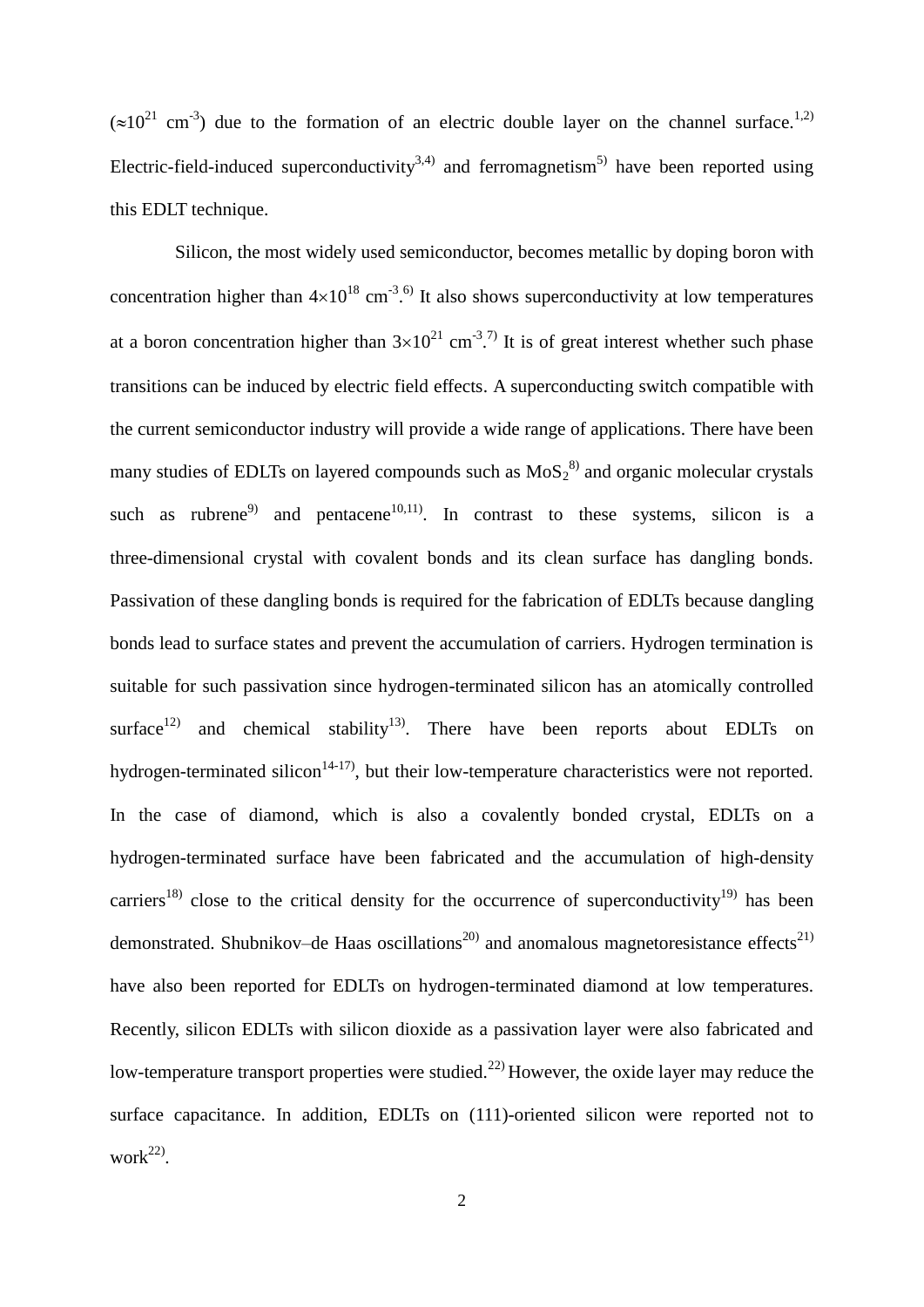($\approx 10^{21}$ cm$^{-3}$) due to the formation of an electric double layer on the channel surface.[1,2] Electric-field-induced superconductivity[3,4] and ferromagnetism[5] have been reported using this EDLT technique.

Silicon, the most widely used semiconductor, becomes metallic by doping boron with concentration higher than $4\times10^{18}$ cm$^{-3}$.[6] It also shows superconductivity at low temperatures at a boron concentration higher than $3\times10^{21}$ cm$^{-3}$.[7] It is of great interest whether such phase transitions can be induced by electric field effects. A superconducting switch compatible with the current semiconductor industry will provide a wide range of applications. There have been many studies of EDLTs on layered compounds such as $MoS_2$[8] and organic molecular crystals such as rubrene[9] and pentacene[10,11]. In contrast to these systems, silicon is a three-dimensional crystal with covalent bonds and its clean surface has dangling bonds. Passivation of these dangling bonds is required for the fabrication of EDLTs because dangling bonds lead to surface states and prevent the accumulation of carriers. Hydrogen termination is suitable for such passivation since hydrogen-terminated silicon has an atomically controlled surface[12] and chemical stability[13]. There have been reports about EDLTs on hydrogen-terminated silicon[14-17], but their low-temperature characteristics were not reported. In the case of diamond, which is also a covalently bonded crystal, EDLTs on a hydrogen-terminated surface have been fabricated and the accumulation of high-density carriers[18] close to the critical density for the occurrence of superconductivity[19] has been demonstrated. Shubnikov–de Haas oscillations[20] and anomalous magnetoresistance effects[21] have also been reported for EDLTs on hydrogen-terminated diamond at low temperatures. Recently, silicon EDLTs with silicon dioxide as a passivation layer were also fabricated and low-temperature transport properties were studied.[22] However, the oxide layer may reduce the surface capacitance. In addition, EDLTs on (111)-oriented silicon were reported not to work[22].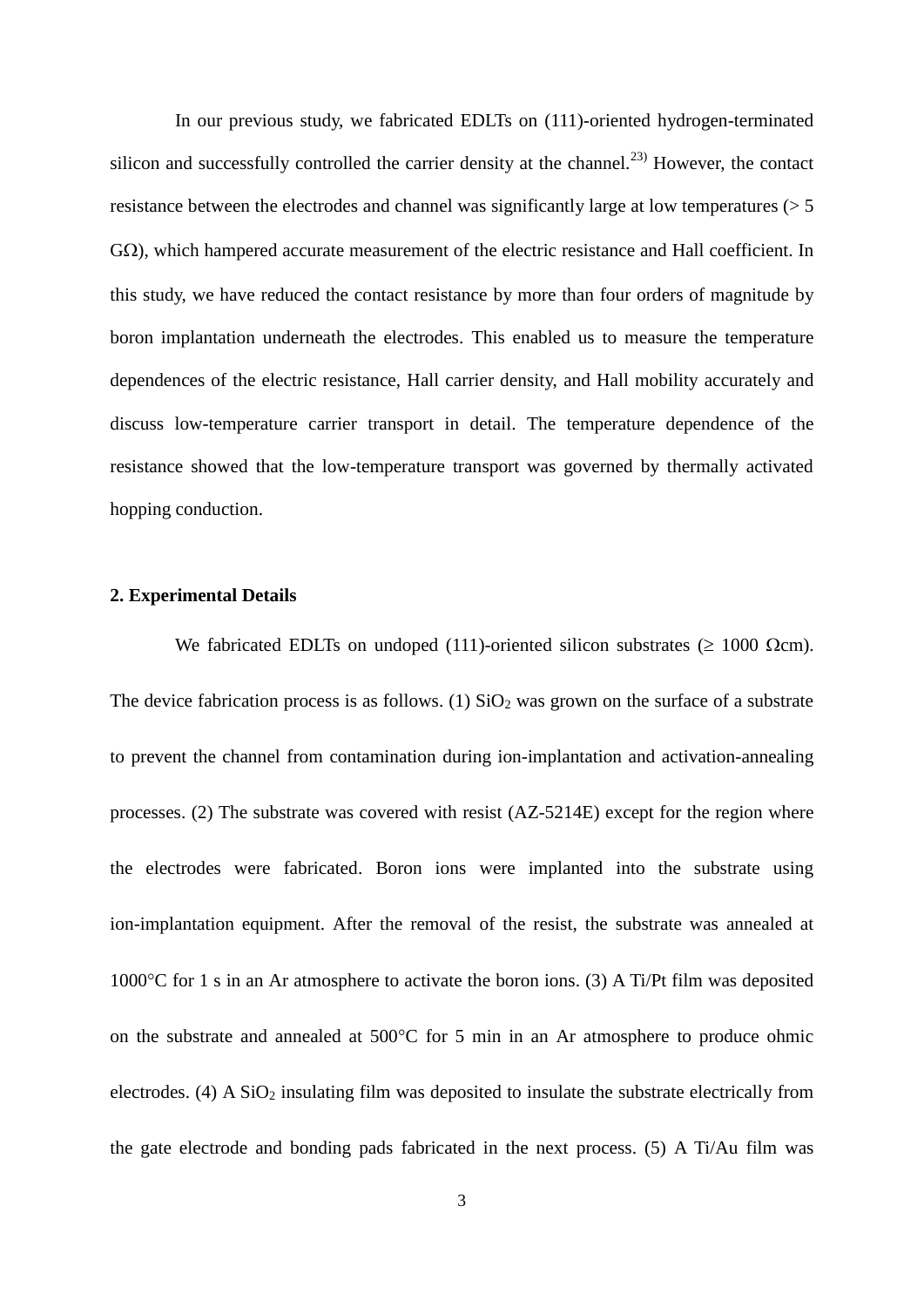In our previous study, we fabricated EDLTs on (111)-oriented hydrogen-terminated silicon and successfully controlled the carrier density at the channel.[23)] However, the contact resistance between the electrodes and channel was significantly large at low temperatures (> 5 GΩ), which hampered accurate measurement of the electric resistance and Hall coefficient. In this study, we have reduced the contact resistance by more than four orders of magnitude by boron implantation underneath the electrodes. This enabled us to measure the temperature dependences of the electric resistance, Hall carrier density, and Hall mobility accurately and discuss low-temperature carrier transport in detail. The temperature dependence of the resistance showed that the low-temperature transport was governed by thermally activated hopping conduction.

## 2. Experimental Details

We fabricated EDLTs on undoped (111)-oriented silicon substrates (≥ 1000 Ωcm). The device fabrication process is as follows. (1) $SiO_2$ was grown on the surface of a substrate to prevent the channel from contamination during ion-implantation and activation-annealing processes. (2) The substrate was covered with resist (AZ-5214E) except for the region where the electrodes were fabricated. Boron ions were implanted into the substrate using ion-implantation equipment. After the removal of the resist, the substrate was annealed at 1000°C for 1 s in an Ar atmosphere to activate the boron ions. (3) A Ti/Pt film was deposited on the substrate and annealed at 500°C for 5 min in an Ar atmosphere to produce ohmic electrodes. (4) A $SiO_2$ insulating film was deposited to insulate the substrate electrically from the gate electrode and bonding pads fabricated in the next process. (5) A Ti/Au film was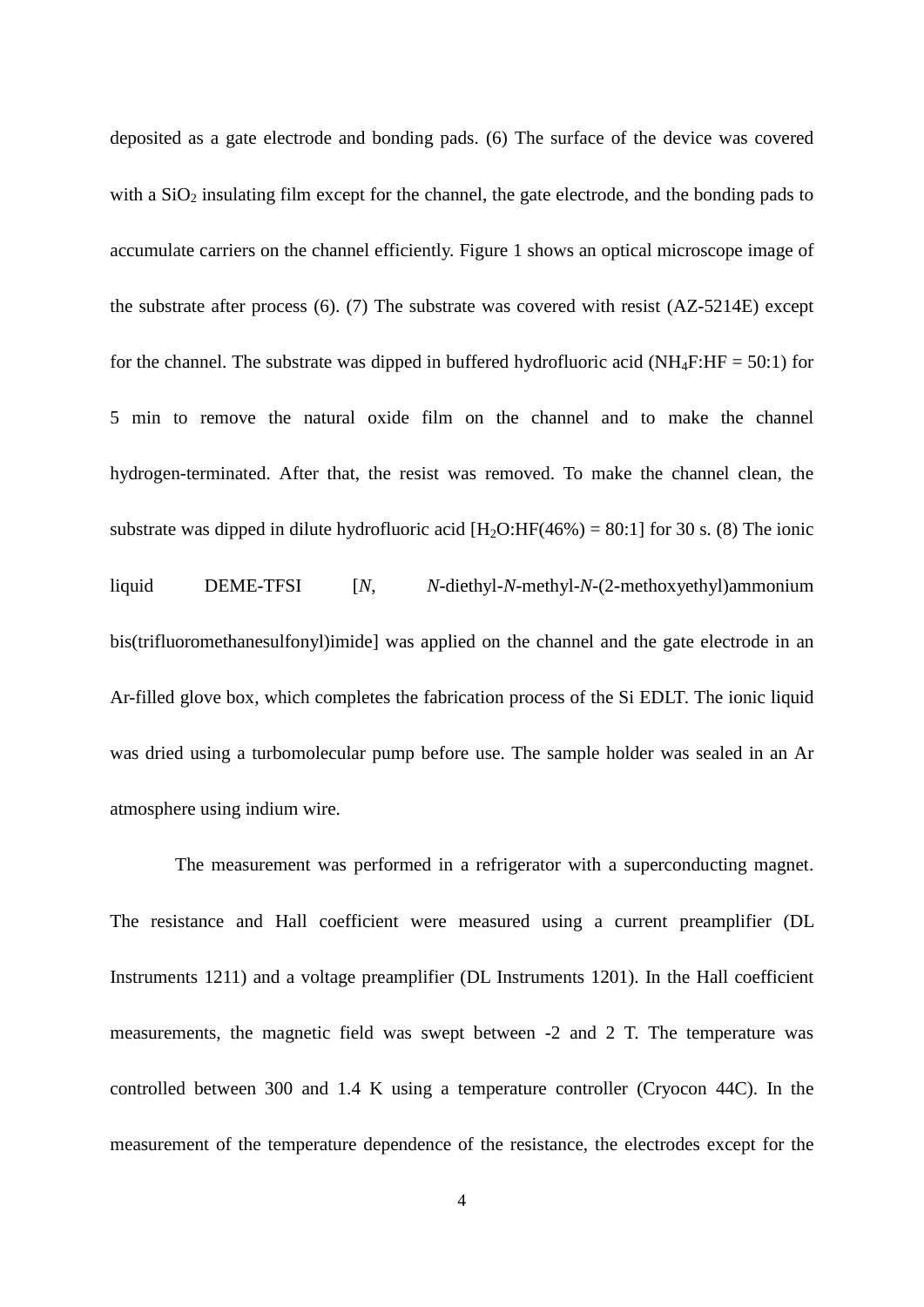deposited as a gate electrode and bonding pads. (6) The surface of the device was covered with a $SiO_2$ insulating film except for the channel, the gate electrode, and the bonding pads to accumulate carriers on the channel efficiently. Figure 1 shows an optical microscope image of the substrate after process (6). (7) The substrate was covered with resist (AZ-5214E) except for the channel. The substrate was dipped in buffered hydrofluoric acid ($NH_4F$:HF = 50:1) for 5 min to remove the natural oxide film on the channel and to make the channel hydrogen-terminated. After that, the resist was removed. To make the channel clean, the substrate was dipped in dilute hydrofluoric acid [$H_2O$:HF(46%) = 80:1] for 30 s. (8) The ionic liquid DEME-TFSI [*N*, *N*-diethyl-*N*-methyl-*N*-(2-methoxyethyl)ammonium bis(trifluoromethanesulfonyl)imide] was applied on the channel and the gate electrode in an Ar-filled glove box, which completes the fabrication process of the Si EDLT. The ionic liquid was dried using a turbomolecular pump before use. The sample holder was sealed in an Ar atmosphere using indium wire.

The measurement was performed in a refrigerator with a superconducting magnet. The resistance and Hall coefficient were measured using a current preamplifier (DL Instruments 1211) and a voltage preamplifier (DL Instruments 1201). In the Hall coefficient measurements, the magnetic field was swept between -2 and 2 T. The temperature was controlled between 300 and 1.4 K using a temperature controller (Cryocon 44C). In the measurement of the temperature dependence of the resistance, the electrodes except for the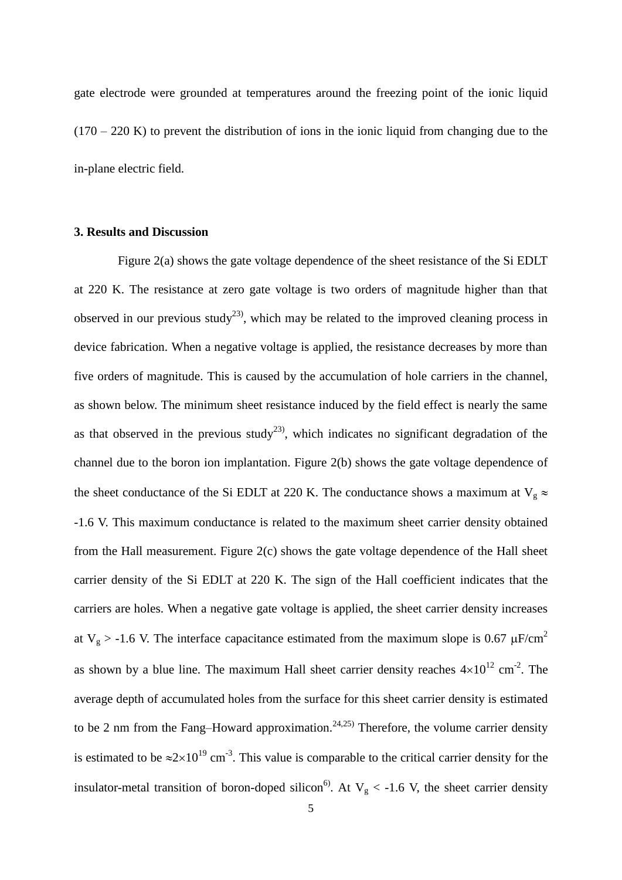gate electrode were grounded at temperatures around the freezing point of the ionic liquid (170 – 220 K) to prevent the distribution of ions in the ionic liquid from changing due to the in-plane electric field.

### 3. Results and Discussion

Figure 2(a) shows the gate voltage dependence of the sheet resistance of the Si EDLT at 220 K. The resistance at zero gate voltage is two orders of magnitude higher than that observed in our previous study[23], which may be related to the improved cleaning process in device fabrication. When a negative voltage is applied, the resistance decreases by more than five orders of magnitude. This is caused by the accumulation of hole carriers in the channel, as shown below. The minimum sheet resistance induced by the field effect is nearly the same as that observed in the previous study[23], which indicates no significant degradation of the channel due to the boron ion implantation. Figure 2(b) shows the gate voltage dependence of the sheet conductance of the Si EDLT at 220 K. The conductance shows a maximum at $V_g \approx -1.6$ V. This maximum conductance is related to the maximum sheet carrier density obtained from the Hall measurement. Figure 2(c) shows the gate voltage dependence of the Hall sheet carrier density of the Si EDLT at 220 K. The sign of the Hall coefficient indicates that the carriers are holes. When a negative gate voltage is applied, the sheet carrier density increases at $V_g > -1.6$ V. The interface capacitance estimated from the maximum slope is 0.67 $\mu$F/cm$^2$ as shown by a blue line. The maximum Hall sheet carrier density reaches $4\times10^{12}$ cm$^{-2}$. The average depth of accumulated holes from the surface for this sheet carrier density is estimated to be 2 nm from the Fang–Howard approximation.[24,25] Therefore, the volume carrier density is estimated to be $\approx 2\times10^{19}$ cm$^{-3}$. This value is comparable to the critical carrier density for the insulator-metal transition of boron-doped silicon[6]. At $V_g < -1.6$ V, the sheet carrier density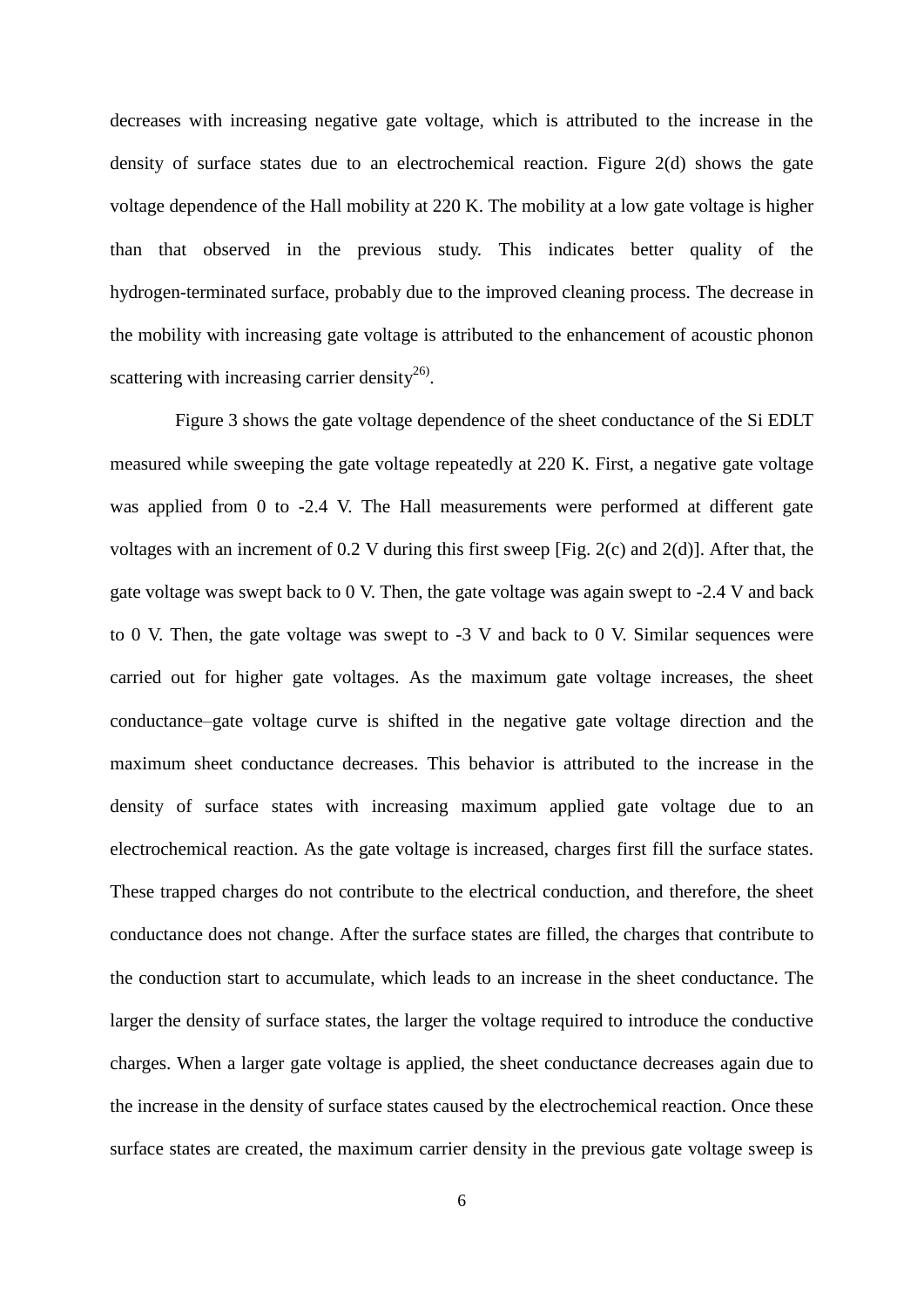decreases with increasing negative gate voltage, which is attributed to the increase in the density of surface states due to an electrochemical reaction. Figure 2(d) shows the gate voltage dependence of the Hall mobility at 220 K. The mobility at a low gate voltage is higher than that observed in the previous study. This indicates better quality of the hydrogen-terminated surface, probably due to the improved cleaning process. The decrease in the mobility with increasing gate voltage is attributed to the enhancement of acoustic phonon scattering with increasing carrier density[26].

Figure 3 shows the gate voltage dependence of the sheet conductance of the Si EDLT measured while sweeping the gate voltage repeatedly at 220 K. First, a negative gate voltage was applied from 0 to -2.4 V. The Hall measurements were performed at different gate voltages with an increment of 0.2 V during this first sweep [Fig. 2(c) and 2(d)]. After that, the gate voltage was swept back to 0 V. Then, the gate voltage was again swept to -2.4 V and back to 0 V. Then, the gate voltage was swept to -3 V and back to 0 V. Similar sequences were carried out for higher gate voltages. As the maximum gate voltage increases, the sheet conductance–gate voltage curve is shifted in the negative gate voltage direction and the maximum sheet conductance decreases. This behavior is attributed to the increase in the density of surface states with increasing maximum applied gate voltage due to an electrochemical reaction. As the gate voltage is increased, charges first fill the surface states. These trapped charges do not contribute to the electrical conduction, and therefore, the sheet conductance does not change. After the surface states are filled, the charges that contribute to the conduction start to accumulate, which leads to an increase in the sheet conductance. The larger the density of surface states, the larger the voltage required to introduce the conductive charges. When a larger gate voltage is applied, the sheet conductance decreases again due to the increase in the density of surface states caused by the electrochemical reaction. Once these surface states are created, the maximum carrier density in the previous gate voltage sweep is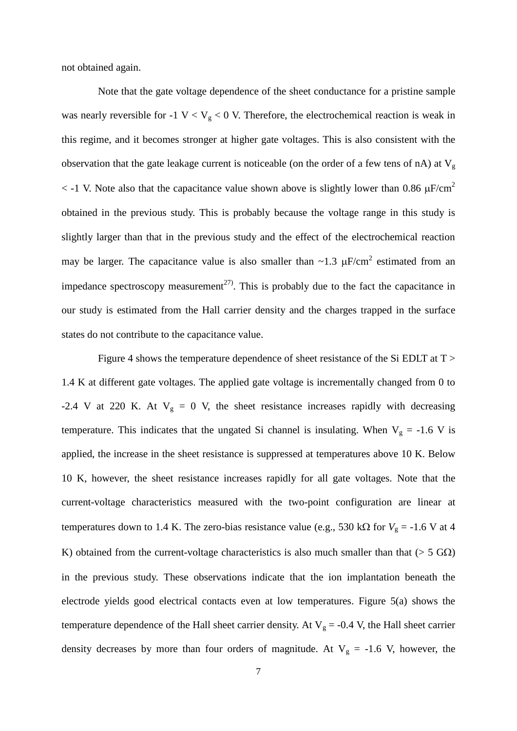not obtained again.

Note that the gate voltage dependence of the sheet conductance for a pristine sample was nearly reversible for -1 V < $V_g$ < 0 V. Therefore, the electrochemical reaction is weak in this regime, and it becomes stronger at higher gate voltages. This is also consistent with the observation that the gate leakage current is noticeable (on the order of a few tens of nA) at $V_g$ < -1 V. Note also that the capacitance value shown above is slightly lower than 0.86 μF/cm$^2$ obtained in the previous study. This is probably because the voltage range in this study is slightly larger than that in the previous study and the effect of the electrochemical reaction may be larger. The capacitance value is also smaller than ~1.3 μF/cm$^2$ estimated from an impedance spectroscopy measurement[27)]. This is probably due to the fact the capacitance in our study is estimated from the Hall carrier density and the charges trapped in the surface states do not contribute to the capacitance value.

Figure 4 shows the temperature dependence of sheet resistance of the Si EDLT at T > 1.4 K at different gate voltages. The applied gate voltage is incrementally changed from 0 to -2.4 V at 220 K. At $V_g$ = 0 V, the sheet resistance increases rapidly with decreasing temperature. This indicates that the ungated Si channel is insulating. When $V_g$ = -1.6 V is applied, the increase in the sheet resistance is suppressed at temperatures above 10 K. Below 10 K, however, the sheet resistance increases rapidly for all gate voltages. Note that the current-voltage characteristics measured with the two-point configuration are linear at temperatures down to 1.4 K. The zero-bias resistance value (e.g., 530 kΩ for $V_g$ = -1.6 V at 4 K) obtained from the current-voltage characteristics is also much smaller than that (> 5 GΩ) in the previous study. These observations indicate that the ion implantation beneath the electrode yields good electrical contacts even at low temperatures. Figure 5(a) shows the temperature dependence of the Hall sheet carrier density. At $V_g$ = -0.4 V, the Hall sheet carrier density decreases by more than four orders of magnitude. At $V_g$ = -1.6 V, however, the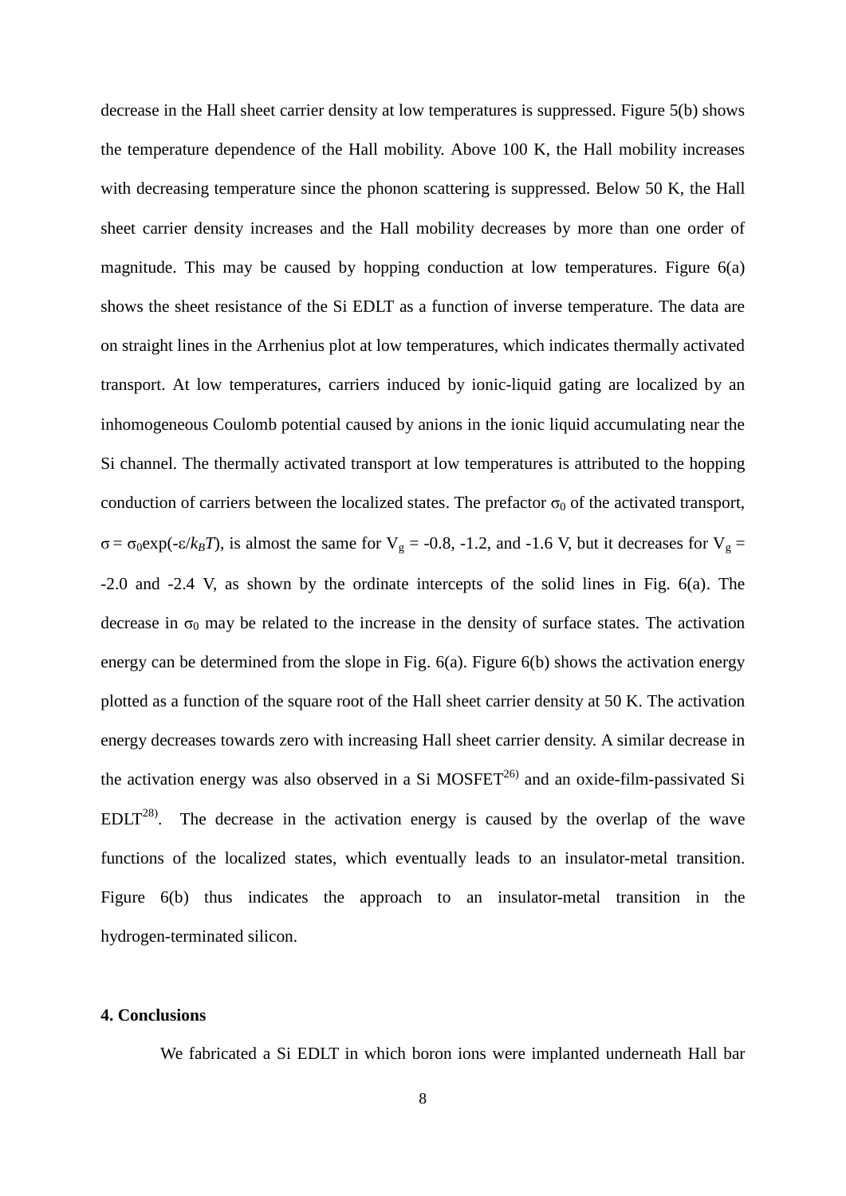decrease in the Hall sheet carrier density at low temperatures is suppressed. Figure 5(b) shows the temperature dependence of the Hall mobility. Above 100 K, the Hall mobility increases with decreasing temperature since the phonon scattering is suppressed. Below 50 K, the Hall sheet carrier density increases and the Hall mobility decreases by more than one order of magnitude. This may be caused by hopping conduction at low temperatures. Figure 6(a) shows the sheet resistance of the Si EDLT as a function of inverse temperature. The data are on straight lines in the Arrhenius plot at low temperatures, which indicates thermally activated transport. At low temperatures, carriers induced by ionic-liquid gating are localized by an inhomogeneous Coulomb potential caused by anions in the ionic liquid accumulating near the Si channel. The thermally activated transport at low temperatures is attributed to the hopping conduction of carriers between the localized states. The prefactor $\sigma_0$ of the activated transport, $\sigma = \sigma_0\exp(-\varepsilon/k_BT)$, is almost the same for $V_g$ = -0.8, -1.2, and -1.6 V, but it decreases for $V_g$ = -2.0 and -2.4 V, as shown by the ordinate intercepts of the solid lines in Fig. 6(a). The decrease in $\sigma_0$ may be related to the increase in the density of surface states. The activation energy can be determined from the slope in Fig. 6(a). Figure 6(b) shows the activation energy plotted as a function of the square root of the Hall sheet carrier density at 50 K. The activation energy decreases towards zero with increasing Hall sheet carrier density. A similar decrease in the activation energy was also observed in a Si MOSFET[26)] and an oxide-film-passivated Si EDLT[28)]. The decrease in the activation energy is caused by the overlap of the wave functions of the localized states, which eventually leads to an insulator-metal transition. Figure 6(b) thus indicates the approach to an insulator-metal transition in the hydrogen-terminated silicon.

## 4. Conclusions

We fabricated a Si EDLT in which boron ions were implanted underneath Hall bar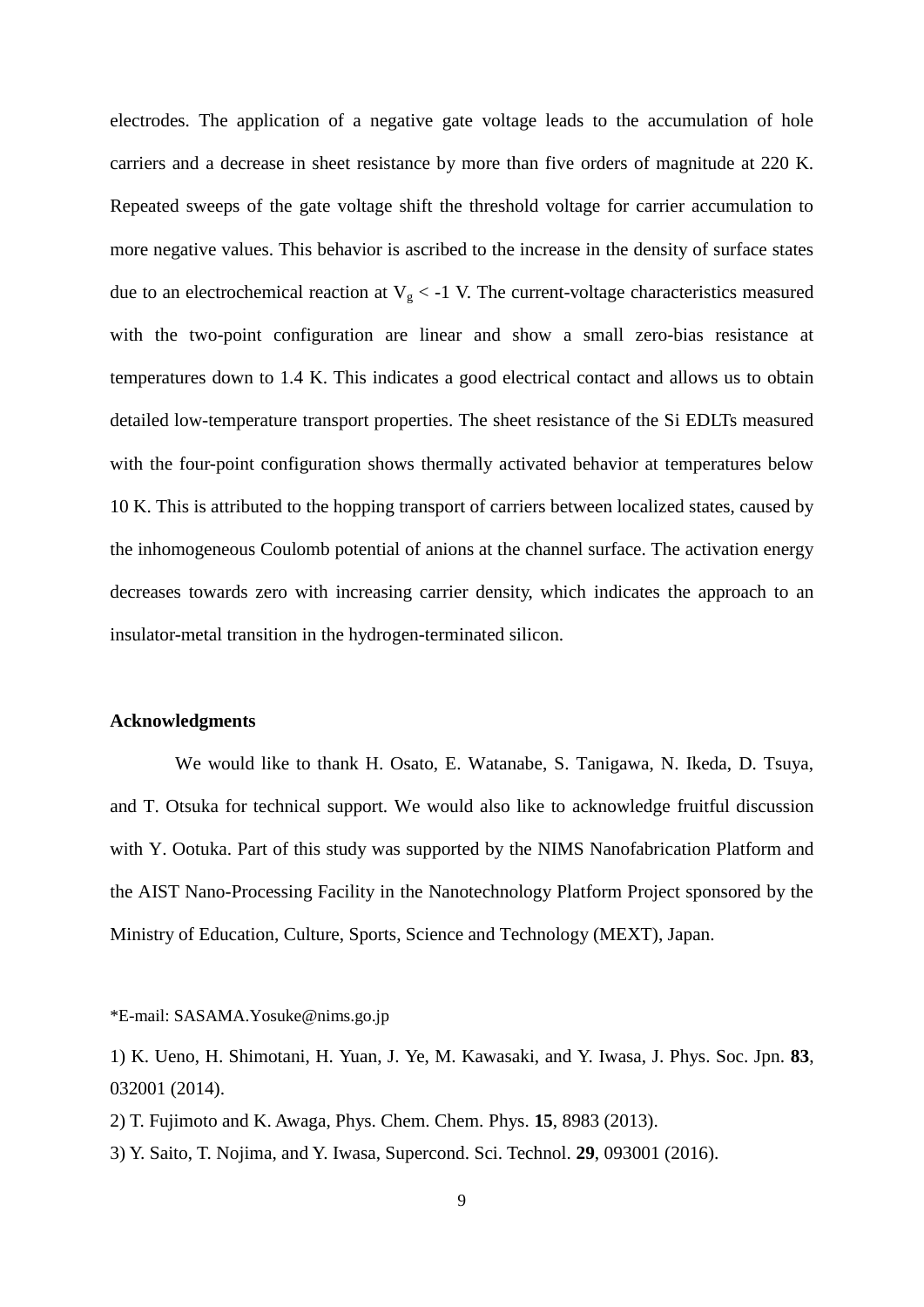electrodes. The application of a negative gate voltage leads to the accumulation of hole carriers and a decrease in sheet resistance by more than five orders of magnitude at 220 K. Repeated sweeps of the gate voltage shift the threshold voltage for carrier accumulation to more negative values. This behavior is ascribed to the increase in the density of surface states due to an electrochemical reaction at $V_g < -1$ V. The current-voltage characteristics measured with the two-point configuration are linear and show a small zero-bias resistance at temperatures down to 1.4 K. This indicates a good electrical contact and allows us to obtain detailed low-temperature transport properties. The sheet resistance of the Si EDLTs measured with the four-point configuration shows thermally activated behavior at temperatures below 10 K. This is attributed to the hopping transport of carriers between localized states, caused by the inhomogeneous Coulomb potential of anions at the channel surface. The activation energy decreases towards zero with increasing carrier density, which indicates the approach to an insulator-metal transition in the hydrogen-terminated silicon.

## Acknowledgments

We would like to thank H. Osato, E. Watanabe, S. Tanigawa, N. Ikeda, D. Tsuya, and T. Otsuka for technical support. We would also like to acknowledge fruitful discussion with Y. Ootuka. Part of this study was supported by the NIMS Nanofabrication Platform and the AIST Nano-Processing Facility in the Nanotechnology Platform Project sponsored by the Ministry of Education, Culture, Sports, Science and Technology (MEXT), Japan.

*E-mail: SASAMA.Yosuke@nims.go.jp

1) K. Ueno, H. Shimotani, H. Yuan, J. Ye, M. Kawasaki, and Y. Iwasa, J. Phys. Soc. Jpn. **83**, 032001 (2014).

2) T. Fujimoto and K. Awaga, Phys. Chem. Chem. Phys. **15**, 8983 (2013).

3) Y. Saito, T. Nojima, and Y. Iwasa, Supercond. Sci. Technol. **29**, 093001 (2016).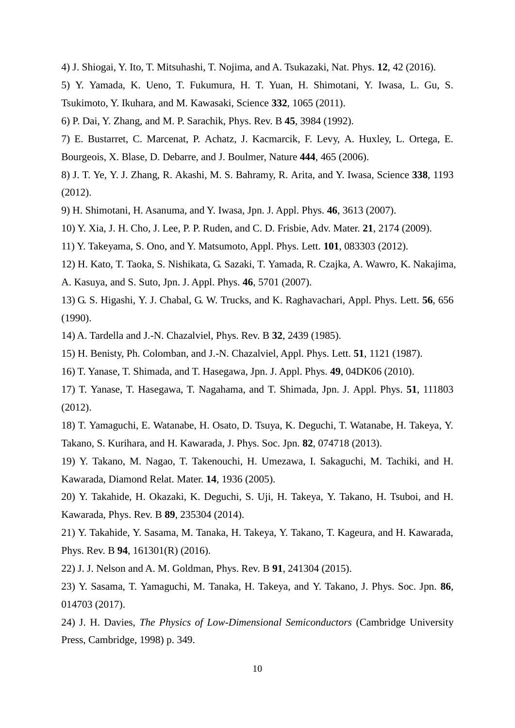4) J. Shiogai, Y. Ito, T. Mitsuhashi, T. Nojima, and A. Tsukazaki, Nat. Phys. **12**, 42 (2016).

5) Y. Yamada, K. Ueno, T. Fukumura, H. T. Yuan, H. Shimotani, Y. Iwasa, L. Gu, S. Tsukimoto, Y. Ikuhara, and M. Kawasaki, Science **332**, 1065 (2011).

6) P. Dai, Y. Zhang, and M. P. Sarachik, Phys. Rev. B **45**, 3984 (1992).

7) E. Bustarret, C. Marcenat, P. Achatz, J. Kacmarcik, F. Levy, A. Huxley, L. Ortega, E. Bourgeois, X. Blase, D. Debarre, and J. Boulmer, Nature **444**, 465 (2006).

8) J. T. Ye, Y. J. Zhang, R. Akashi, M. S. Bahramy, R. Arita, and Y. Iwasa, Science **338**, 1193 (2012).

9) H. Shimotani, H. Asanuma, and Y. Iwasa, Jpn. J. Appl. Phys. **46**, 3613 (2007).

10) Y. Xia, J. H. Cho, J. Lee, P. P. Ruden, and C. D. Frisbie, Adv. Mater. **21**, 2174 (2009).

11) Y. Takeyama, S. Ono, and Y. Matsumoto, Appl. Phys. Lett. **101**, 083303 (2012).

12) H. Kato, T. Taoka, S. Nishikata, G. Sazaki, T. Yamada, R. Czajka, A. Wawro, K. Nakajima, A. Kasuya, and S. Suto, Jpn. J. Appl. Phys. **46**, 5701 (2007).

13) G. S. Higashi, Y. J. Chabal, G. W. Trucks, and K. Raghavachari, Appl. Phys. Lett. **56**, 656 (1990).

14) A. Tardella and J.-N. Chazalviel, Phys. Rev. B **32**, 2439 (1985).

15) H. Benisty, Ph. Colomban, and J.-N. Chazalviel, Appl. Phys. Lett. **51**, 1121 (1987).

16) T. Yanase, T. Shimada, and T. Hasegawa, Jpn. J. Appl. Phys. **49**, 04DK06 (2010).

17) T. Yanase, T. Hasegawa, T. Nagahama, and T. Shimada, Jpn. J. Appl. Phys. **51**, 111803 (2012).

18) T. Yamaguchi, E. Watanabe, H. Osato, D. Tsuya, K. Deguchi, T. Watanabe, H. Takeya, Y. Takano, S. Kurihara, and H. Kawarada, J. Phys. Soc. Jpn. **82**, 074718 (2013).

19) Y. Takano, M. Nagao, T. Takenouchi, H. Umezawa, I. Sakaguchi, M. Tachiki, and H. Kawarada, Diamond Relat. Mater. **14**, 1936 (2005).

20) Y. Takahide, H. Okazaki, K. Deguchi, S. Uji, H. Takeya, Y. Takano, H. Tsuboi, and H. Kawarada, Phys. Rev. B **89**, 235304 (2014).

21) Y. Takahide, Y. Sasama, M. Tanaka, H. Takeya, Y. Takano, T. Kageura, and H. Kawarada, Phys. Rev. B **94**, 161301(R) (2016).

22) J. J. Nelson and A. M. Goldman, Phys. Rev. B **91**, 241304 (2015).

23) Y. Sasama, T. Yamaguchi, M. Tanaka, H. Takeya, and Y. Takano, J. Phys. Soc. Jpn. **86**, 014703 (2017).

24) J. H. Davies, *The Physics of Low-Dimensional Semiconductors* (Cambridge University Press, Cambridge, 1998) p. 349.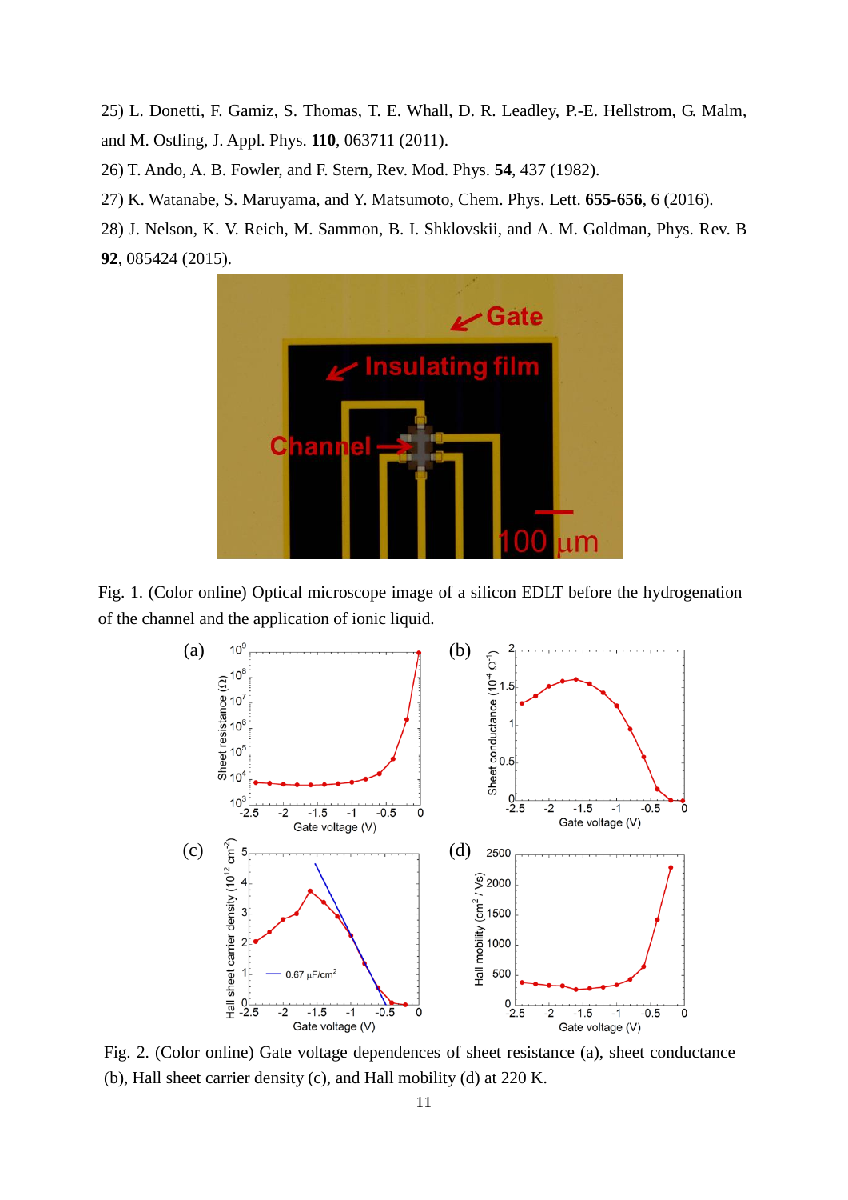25) L. Donetti, F. Gamiz, S. Thomas, T. E. Whall, D. R. Leadley, P.-E. Hellstrom, G. Malm, and M. Ostling, J. Appl. Phys. **110**, 063711 (2011).

26) T. Ando, A. B. Fowler, and F. Stern, Rev. Mod. Phys. **54**, 437 (1982).

27) K. Watanabe, S. Maruyama, and Y. Matsumoto, Chem. Phys. Lett. **655-656**, 6 (2016).

28) J. Nelson, K. V. Reich, M. Sammon, B. I. Shklovskii, and A. M. Goldman, Phys. Rev. B **92**, 085424 (2015).

Fig. 1. (Color online) Optical microscope image of a silicon EDLT before the hydrogenation of the channel and the application of ionic liquid.

Fig. 2. (Color online) Gate voltage dependences of sheet resistance (a), sheet conductance (b), Hall sheet carrier density (c), and Hall mobility (d) at 220 K.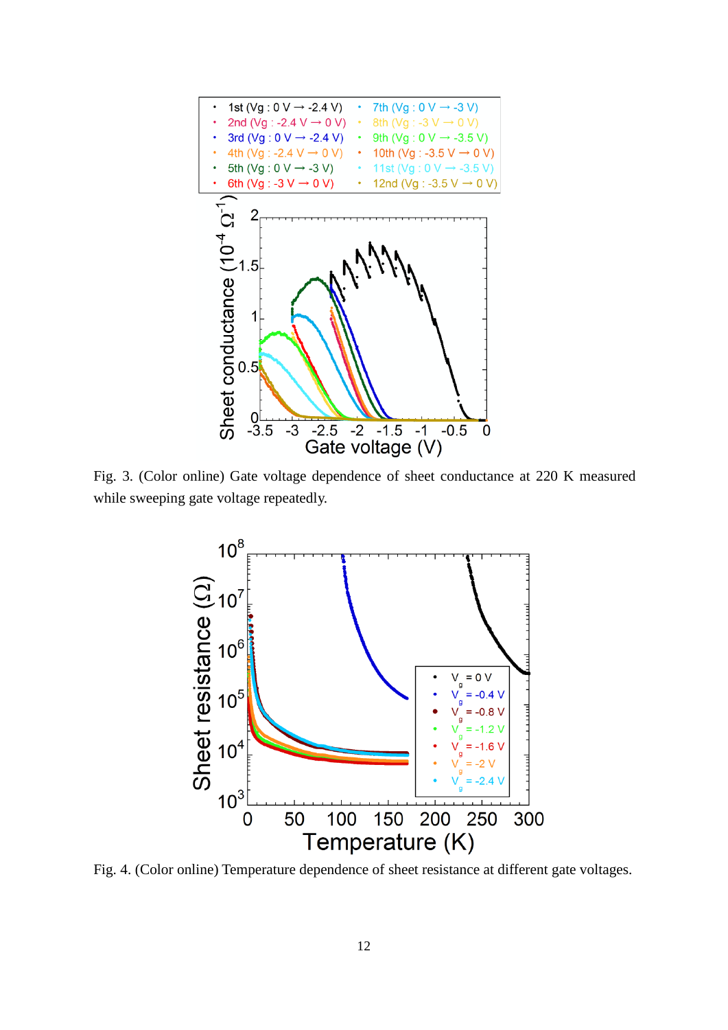Fig. 3. (Color online) Gate voltage dependence of sheet conductance at 220 K measured while sweeping gate voltage repeatedly.

Fig. 4. (Color online) Temperature dependence of sheet resistance at different gate voltages.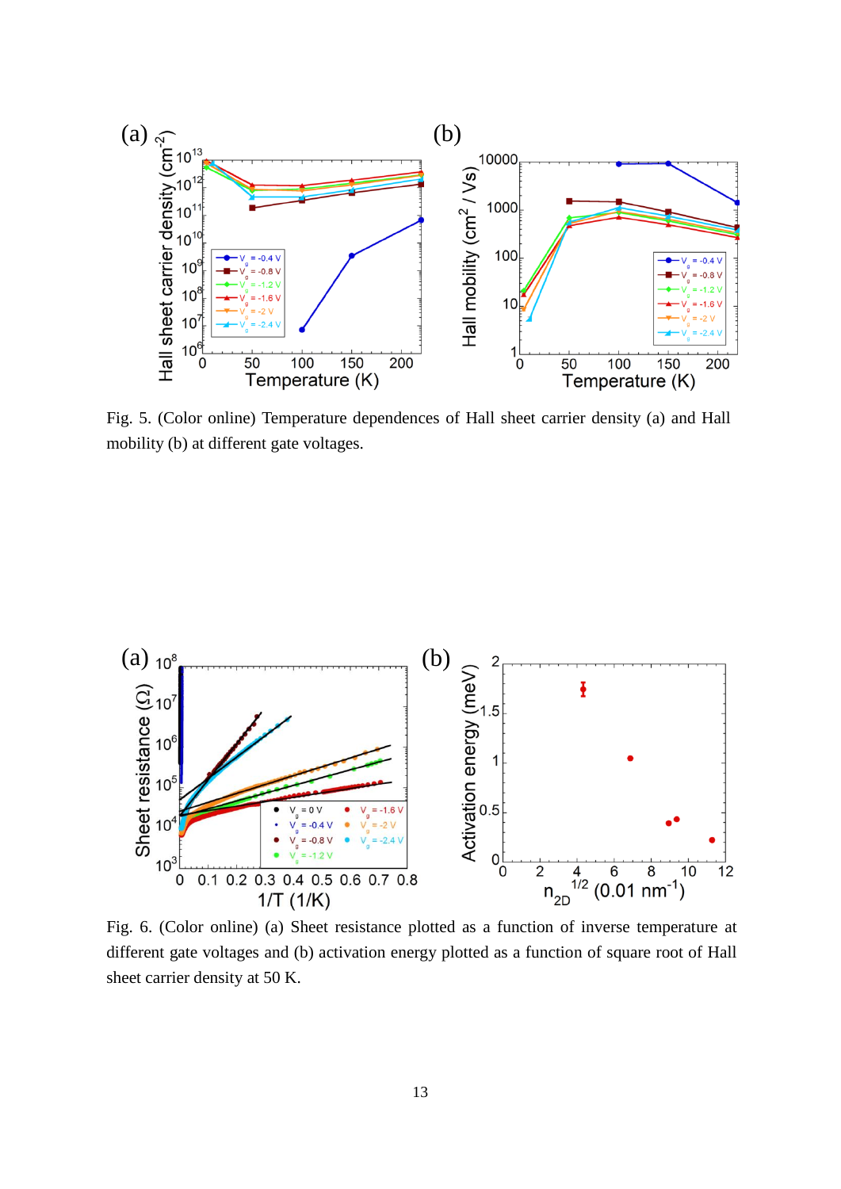(a)

Hall sheet carrier density (cm$^{-2}$)

$10^{13}$
$10^{12}$
$10^{11}$
$10^{10}$
$10^{9}$
$10^{8}$
$10^{7}$
$10^{6}$

0 50 100 150 200

Temperature (K)

$V_g$ = -0.4 V
$V_g$ = -0.8 V
$V_g$ = -1.2 V
$V_g$ = -1.6 V
$V_g$ = -2 V
$V_g$ = -2.4 V

(b)

Hall mobility (cm$^2$ / Vs)

10000
1000
100
10
1

0 50 100 150 200

Temperature (K)

$V_g$ = -0.4 V
$V_g$ = -0.8 V
$V_g$ = -1.2 V
$V_g$ = -1.6 V
$V_g$ = -2 V
$V_g$ = -2.4 V

Fig. 5. (Color online) Temperature dependences of Hall sheet carrier density (a) and Hall mobility (b) at different gate voltages.

(a)

Sheet resistance (Ω)

$10^{8}$
$10^{7}$
$10^{6}$
$10^{5}$
$10^{4}$
$10^{3}$

0 0.1 0.2 0.3 0.4 0.5 0.6 0.7 0.8

1/T (1/K)

$V_g$ = 0 V
$V_g$ = -0.4 V
$V_g$ = -0.8 V
$V_g$ = -1.2 V
$V_g$ = -1.6 V
$V_g$ = -2 V
$V_g$ = -2.4 V

(b)

Activation energy (meV)

2
1.5
1
0.5
0

0 2 4 6 8 10 12

$n_{2D}^{1/2}$ (0.01 nm$^{-1}$)

Fig. 6. (Color online) (a) Sheet resistance plotted as a function of inverse temperature at different gate voltages and (b) activation energy plotted as a function of square root of Hall sheet carrier density at 50 K.